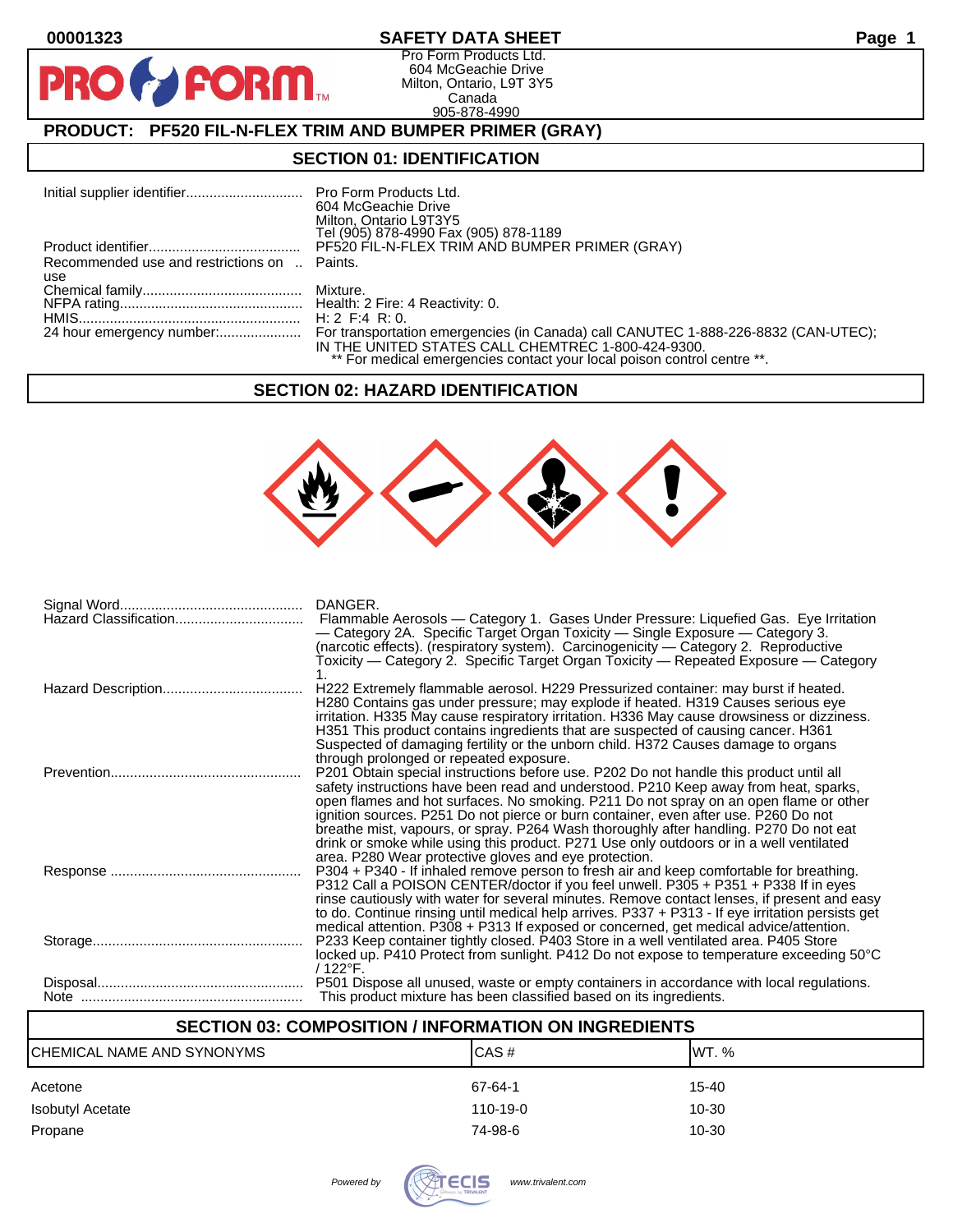00001323

# SAFETY DATA SHEET

Pro Form Products Ltd.
604 McGeachie Drive
Milton, Ontario, L9T 3Y5
Canada
905-878-4990

## PRODUCT: PF520 FIL-N-FLEX TRIM AND BUMPER PRIMER (GRAY)

## SECTION 01: IDENTIFICATION

| | |
|---|---|
| Initial supplier identifier | Pro Form Products Ltd.<br>604 McGeachie Drive<br>Milton, Ontario L9T3Y5<br>Tel (905) 878-4990 Fax (905) 878-1189 |
| Product identifier | PF520 FIL-N-FLEX TRIM AND BUMPER PRIMER (GRAY) |
| Recommended use and restrictions on use | Paints. |
| Chemical family | Mixture. |
| NFPA rating | Health: 2 Fire: 4 Reactivity: 0. |
| HMIS | H: 2 F:4 R: 0. |
| 24 hour emergency number: | For transportation emergencies (in Canada) call CANUTEC 1-888-226-8832 (CAN-UTEC); IN THE UNITED STATES CALL CHEMTREC 1-800-424-9300.<br>** For medical emergencies contact your local poison control centre **. |

## SECTION 02: HAZARD IDENTIFICATION

| | |
|---|---|
| Signal Word | DANGER. |
| Hazard Classification | Flammable Aerosols — Category 1. Gases Under Pressure: Liquefied Gas. Eye Irritation — Category 2A. Specific Target Organ Toxicity — Single Exposure — Category 3. (narcotic effects). (respiratory system). Carcinogenicity — Category 2. Reproductive Toxicity — Category 2. Specific Target Organ Toxicity — Repeated Exposure — Category 1. |
| Hazard Description | H222 Extremely flammable aerosol. H229 Pressurized container: may burst if heated. H280 Contains gas under pressure; may explode if heated. H319 Causes serious eye irritation. H335 May cause respiratory irritation. H336 May cause drowsiness or dizziness. H351 This product contains ingredients that are suspected of causing cancer. H361 Suspected of damaging fertility or the unborn child. H372 Causes damage to organs through prolonged or repeated exposure. |
| Prevention | P201 Obtain special instructions before use. P202 Do not handle this product until all safety instructions have been read and understood. P210 Keep away from heat, sparks, open flames and hot surfaces. No smoking. P211 Do not spray on an open flame or other ignition sources. P251 Do not pierce or burn container, even after use. P260 Do not breathe mist, vapours, or spray. P264 Wash thoroughly after handling. P270 Do not eat drink or smoke while using this product. P271 Use only outdoors or in a well ventilated area. P280 Wear protective gloves and eye protection. |
| Response | P304 + P340 - If inhaled remove person to fresh air and keep comfortable for breathing. P312 Call a POISON CENTER/doctor if you feel unwell. P305 + P351 + P338 If in eyes rinse cautiously with water for several minutes. Remove contact lenses, if present and easy to do. Continue rinsing until medical help arrives. P337 + P313 - If eye irritation persists get medical attention. P308 + P313 If exposed or concerned, get medical advice/attention. |
| Storage | P233 Keep container tightly closed. P403 Store in a well ventilated area. P405 Store locked up. P410 Protect from sunlight. P412 Do not expose to temperature exceeding 50°C / 122°F. |
| Disposal | P501 Dispose all unused, waste or empty containers in accordance with local regulations. |
| Note | This product mixture has been classified based on its ingredients. |

## SECTION 03: COMPOSITION / INFORMATION ON INGREDIENTS

| CHEMICAL NAME AND SYNONYMS | CAS # | WT. % |
|---|---|---|
| Acetone | 67-64-1 | 15-40 |
| Isobutyl Acetate | 110-19-0 | 10-30 |
| Propane | 74-98-6 | 10-30 |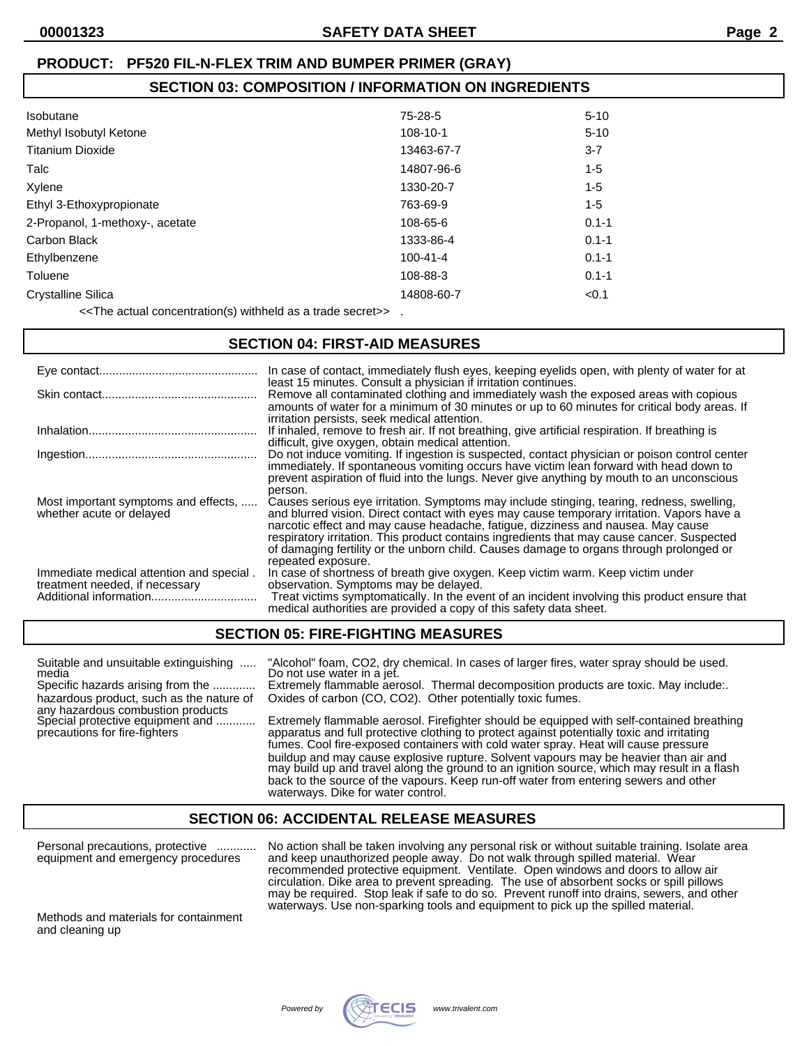**PRODUCT: PF520 FIL-N-FLEX TRIM AND BUMPER PRIMER (GRAY)**

## SECTION 03: COMPOSITION / INFORMATION ON INGREDIENTS

| | | |
|---|---|---|
| Isobutane | 75-28-5 | 5-10 |
| Methyl Isobutyl Ketone | 108-10-1 | 5-10 |
| Titanium Dioxide | 13463-67-7 | 3-7 |
| Talc | 14807-96-6 | 1-5 |
| Xylene | 1330-20-7 | 1-5 |
| Ethyl 3-Ethoxypropionate | 763-69-9 | 1-5 |
| 2-Propanol, 1-methoxy-, acetate | 108-65-6 | 0.1-1 |
| Carbon Black | 1333-86-4 | 0.1-1 |
| Ethylbenzene | 100-41-4 | 0.1-1 |
| Toluene | 108-88-3 | 0.1-1 |
| Crystalline Silica | 14808-60-7 | <0.1 |

<<The actual concentration(s) withheld as a trade secret>> .

## SECTION 04: FIRST-AID MEASURES

| | |
|---|---|
| Eye contact | In case of contact, immediately flush eyes, keeping eyelids open, with plenty of water for at least 15 minutes. Consult a physician if irritation continues. |
| Skin contact | Remove all contaminated clothing and immediately wash the exposed areas with copious amounts of water for a minimum of 30 minutes or up to 60 minutes for critical body areas. If irritation persists, seek medical attention. |
| Inhalation | If inhaled, remove to fresh air. If not breathing, give artificial respiration. If breathing is difficult, give oxygen, obtain medical attention. |
| Ingestion | Do not induce vomiting. If ingestion is suspected, contact physician or poison control center immediately. If spontaneous vomiting occurs have victim lean forward with head down to prevent aspiration of fluid into the lungs. Never give anything by mouth to an unconscious person. |
| Most important symptoms and effects, whether acute or delayed | Causes serious eye irritation. Symptoms may include stinging, tearing, redness, swelling, and blurred vision. Direct contact with eyes may cause temporary irritation. Vapors have a narcotic effect and may cause headache, fatigue, dizziness and nausea. May cause respiratory irritation. This product contains ingredients that may cause cancer. Suspected of damaging fertility or the unborn child. Causes damage to organs through prolonged or repeated exposure. |
| Immediate medical attention and special treatment needed, if necessary | In case of shortness of breath give oxygen. Keep victim warm. Keep victim under observation. Symptoms may be delayed. |
| Additional information | Treat victims symptomatically. In the event of an incident involving this product ensure that medical authorities are provided a copy of this safety data sheet. |

## SECTION 05: FIRE-FIGHTING MEASURES

| | |
|---|---|
| Suitable and unsuitable extinguishing media | "Alcohol" foam, CO2, dry chemical. In cases of larger fires, water spray should be used. Do not use water in a jet. |
| Specific hazards arising from the hazardous product, such as the nature of any hazardous combustion products | Extremely flammable aerosol. Thermal decomposition products are toxic. May include:. Oxides of carbon (CO, CO2). Other potentially toxic fumes. |
| Special protective equipment and precautions for fire-fighters | Extremely flammable aerosol. Firefighter should be equipped with self-contained breathing apparatus and full protective clothing to protect against potentially toxic and irritating fumes. Cool fire-exposed containers with cold water spray. Heat will cause pressure buildup and may cause explosive rupture. Solvent vapours may be heavier than air and may build up and travel along the ground to an ignition source, which may result in a flash back to the source of the vapours. Keep run-off water from entering sewers and other waterways. Dike for water control. |

## SECTION 06: ACCIDENTAL RELEASE MEASURES

| | |
|---|---|
| Personal precautions, protective equipment and emergency procedures | No action shall be taken involving any personal risk or without suitable training. Isolate area and keep unauthorized people away. Do not walk through spilled material. Wear recommended protective equipment. Ventilate. Open windows and doors to allow air circulation. Dike area to prevent spreading. The use of absorbent socks or spill pillows may be required. Stop leak if safe to do so. Prevent runoff into drains, sewers, and other waterways. Use non-sparking tools and equipment to pick up the spilled material. |
| Methods and materials for containment and cleaning up | |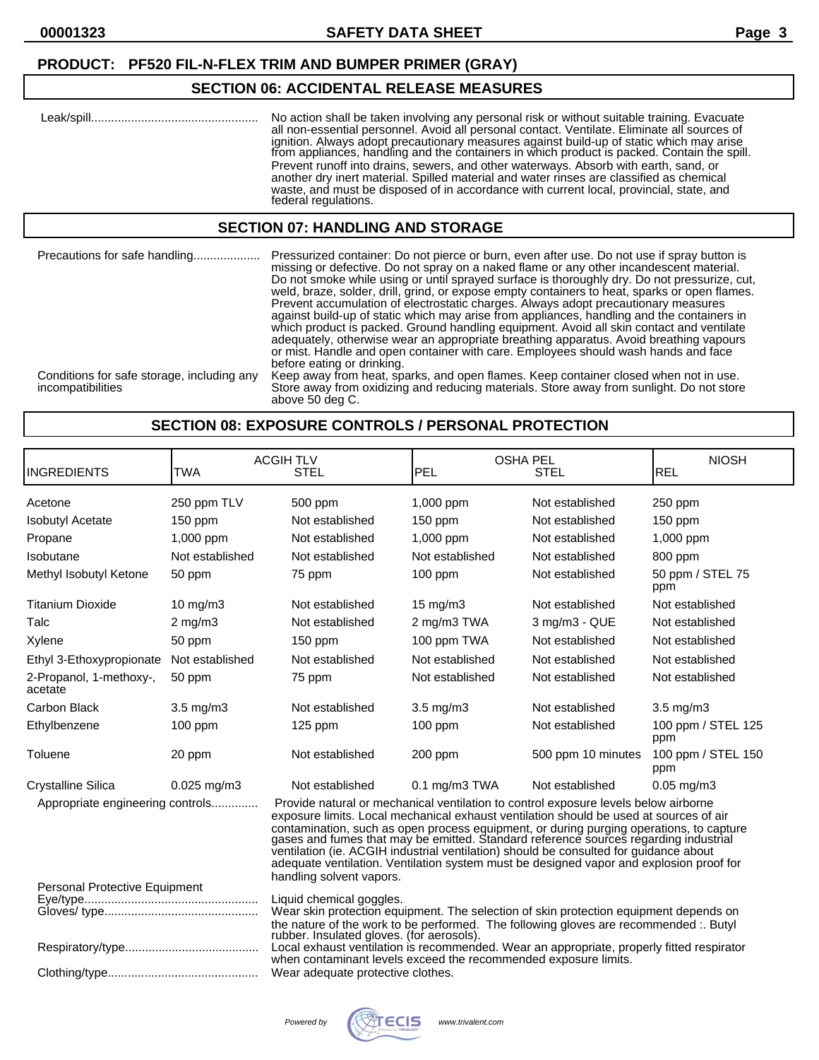**PRODUCT: PF520 FIL-N-FLEX TRIM AND BUMPER PRIMER (GRAY)**

## SECTION 06: ACCIDENTAL RELEASE MEASURES

Leak/spill.................................................. No action shall be taken involving any personal risk or without suitable training. Evacuate all non-essential personnel. Avoid all personal contact. Ventilate. Eliminate all sources of ignition. Always adopt precautionary measures against build-up of static which may arise from appliances, handling and the containers in which product is packed. Contain the spill. Prevent runoff into drains, sewers, and other waterways. Absorb with earth, sand, or another dry inert material. Spilled material and water rinses are classified as chemical waste, and must be disposed of in accordance with current local, provincial, state, and federal regulations.

## SECTION 07: HANDLING AND STORAGE

Precautions for safe handling.................... Pressurized container: Do not pierce or burn, even after use. Do not use if spray button is missing or defective. Do not spray on a naked flame or any other incandescent material. Do not smoke while using or until sprayed surface is thoroughly dry. Do not pressurize, cut, weld, braze, solder, drill, grind, or expose empty containers to heat, sparks or open flames. Prevent accumulation of electrostatic charges. Always adopt precautionary measures against build-up of static which may arise from appliances, handling and the containers in which product is packed. Ground handling equipment. Avoid all skin contact and ventilate adequately, otherwise wear an appropriate breathing apparatus. Avoid breathing vapours or mist. Handle and open container with care. Employees should wash hands and face before eating or drinking.

Conditions for safe storage, including any incompatibilities: Keep away from heat, sparks, and open flames. Keep container closed when not in use. Store away from oxidizing and reducing materials. Store away from sunlight. Do not store above 50 deg C.

## SECTION 08: EXPOSURE CONTROLS / PERSONAL PROTECTION

| INGREDIENTS | ACGIH TLV TWA | ACGIH TLV STEL | OSHA PEL PEL | OSHA PEL STEL | NIOSH REL |
|---|---|---|---|---|---|
| Acetone | 250 ppm TLV | 500 ppm | 1,000 ppm | Not established | 250 ppm |
| Isobutyl Acetate | 150 ppm | Not established | 150 ppm | Not established | 150 ppm |
| Propane | 1,000 ppm | Not established | 1,000 ppm | Not established | 1,000 ppm |
| Isobutane | Not established | Not established | Not established | Not established | 800 ppm |
| Methyl Isobutyl Ketone | 50 ppm | 75 ppm | 100 ppm | Not established | 50 ppm / STEL 75 ppm |
| Titanium Dioxide | 10 mg/m3 | Not established | 15 mg/m3 | Not established | Not established |
| Talc | 2 mg/m3 | Not established | 2 mg/m3 TWA | 3 mg/m3 - QUE | Not established |
| Xylene | 50 ppm | 150 ppm | 100 ppm TWA | Not established | Not established |
| Ethyl 3-Ethoxypropionate | Not established | Not established | Not established | Not established | Not established |
| 2-Propanol, 1-methoxy-, acetate | 50 ppm | 75 ppm | Not established | Not established | Not established |
| Carbon Black | 3.5 mg/m3 | Not established | 3.5 mg/m3 | Not established | 3.5 mg/m3 |
| Ethylbenzene | 100 ppm | 125 ppm | 100 ppm | Not established | 100 ppm / STEL 125 ppm |
| Toluene | 20 ppm | Not established | 200 ppm | 500 ppm 10 minutes | 100 ppm / STEL 150 ppm |
| Crystalline Silica | 0.025 mg/m3 | Not established | 0.1 mg/m3 TWA | Not established | 0.05 mg/m3 |

Appropriate engineering controls.............. Provide natural or mechanical ventilation to control exposure levels below airborne exposure limits. Local mechanical exhaust ventilation should be used at sources of air contamination, such as open process equipment, or during purging operations, to capture gases and fumes that may be emitted. Standard reference sources regarding industrial ventilation (ie. ACGIH industrial ventilation) should be consulted for guidance about adequate ventilation. Ventilation system must be designed vapor and explosion proof for handling solvent vapors.

Personal Protective Equipment

Eye/type.................................................... Liquid chemical goggles.

Gloves/ type.............................................. Wear skin protection equipment. The selection of skin protection equipment depends on the nature of the work to be performed. The following gloves are recommended :. Butyl rubber. Insulated gloves. (for aerosols).

Respiratory/type........................................ Local exhaust ventilation is recommended. Wear an appropriate, properly fitted respirator when contaminant levels exceed the recommended exposure limits.

Clothing/type............................................. Wear adequate protective clothes.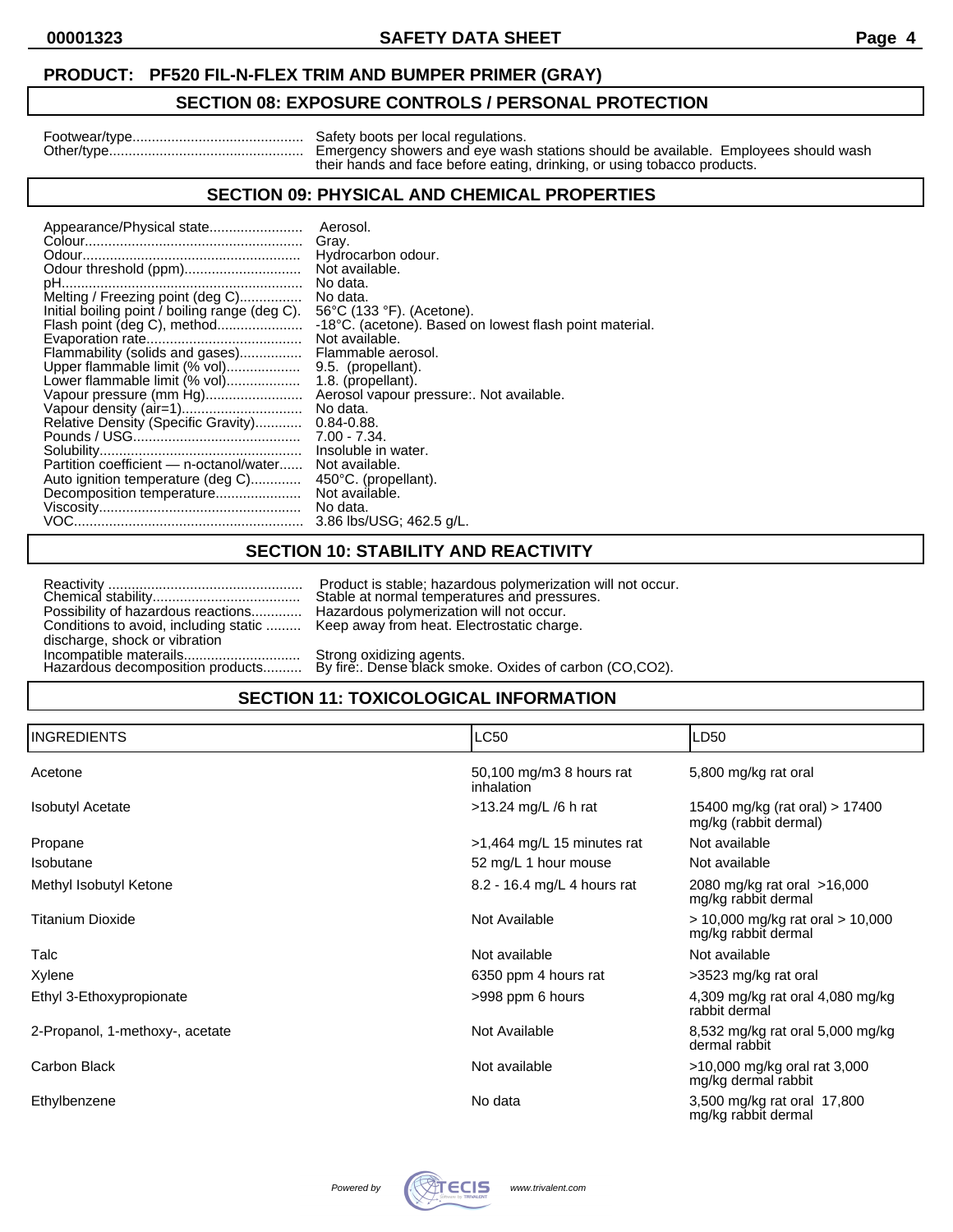**PRODUCT: PF520 FIL-N-FLEX TRIM AND BUMPER PRIMER (GRAY)**

## SECTION 08: EXPOSURE CONTROLS / PERSONAL PROTECTION

| | |
|---|---|
| Footwear/type | Safety boots per local regulations. |
| Other/type | Emergency showers and eye wash stations should be available. Employees should wash their hands and face before eating, drinking, or using tobacco products. |

## SECTION 09: PHYSICAL AND CHEMICAL PROPERTIES

| | |
|---|---|
| Appearance/Physical state | Aerosol. |
| Colour | Gray. |
| Odour | Hydrocarbon odour. |
| Odour threshold (ppm) | Not available. |
| pH | No data. |
| Melting / Freezing point (deg C) | No data. |
| Initial boiling point / boiling range (deg C). | 56°C (133 °F). (Acetone). |
| Flash point (deg C), method | -18°C. (acetone). Based on lowest flash point material. |
| Evaporation rate | Not available. |
| Flammability (solids and gases) | Flammable aerosol. |
| Upper flammable limit (% vol) | 9.5. (propellant). |
| Lower flammable limit (% vol) | 1.8. (propellant). |
| Vapour pressure (mm Hg) | Aerosol vapour pressure:. Not available. |
| Vapour density (air=1) | No data. |
| Relative Density (Specific Gravity) | 0.84-0.88. |
| Pounds / USG | 7.00 - 7.34. |
| Solubility | Insoluble in water. |
| Partition coefficient — n-octanol/water | Not available. |
| Auto ignition temperature (deg C) | 450°C. (propellant). |
| Decomposition temperature | Not available. |
| Viscosity | No data. |
| VOC | 3.86 lbs/USG; 462.5 g/L. |

## SECTION 10: STABILITY AND REACTIVITY

| | |
|---|---|
| Reactivity | Product is stable; hazardous polymerization will not occur. |
| Chemical stability | Stable at normal temperatures and pressures. |
| Possibility of hazardous reactions | Hazardous polymerization will not occur. |
| Conditions to avoid, including static discharge, shock or vibration | Keep away from heat. Electrostatic charge. |
| Incompatible materails | Strong oxidizing agents. |
| Hazardous decomposition products | By fire:. Dense black smoke. Oxides of carbon (CO,CO2). |

## SECTION 11: TOXICOLOGICAL INFORMATION

| INGREDIENTS | LC50 | LD50 |
|---|---|---|
| Acetone | 50,100 mg/m3 8 hours rat inhalation | 5,800 mg/kg rat oral |
| Isobutyl Acetate | >13.24 mg/L /6 h rat | 15400 mg/kg (rat oral) > 17400 mg/kg (rabbit dermal) |
| Propane | >1,464 mg/L 15 minutes rat | Not available |
| Isobutane | 52 mg/L 1 hour mouse | Not available |
| Methyl Isobutyl Ketone | 8.2 - 16.4 mg/L 4 hours rat | 2080 mg/kg rat oral >16,000 mg/kg rabbit dermal |
| Titanium Dioxide | Not Available | > 10,000 mg/kg rat oral > 10,000 mg/kg rabbit dermal |
| Talc | Not available | Not available |
| Xylene | 6350 ppm 4 hours rat | >3523 mg/kg rat oral |
| Ethyl 3-Ethoxypropionate | >998 ppm 6 hours | 4,309 mg/kg rat oral 4,080 mg/kg rabbit dermal |
| 2-Propanol, 1-methoxy-, acetate | Not Available | 8,532 mg/kg rat oral 5,000 mg/kg dermal rabbit |
| Carbon Black | Not available | >10,000 mg/kg oral rat 3,000 mg/kg dermal rabbit |
| Ethylbenzene | No data | 3,500 mg/kg rat oral 17,800 mg/kg rabbit dermal |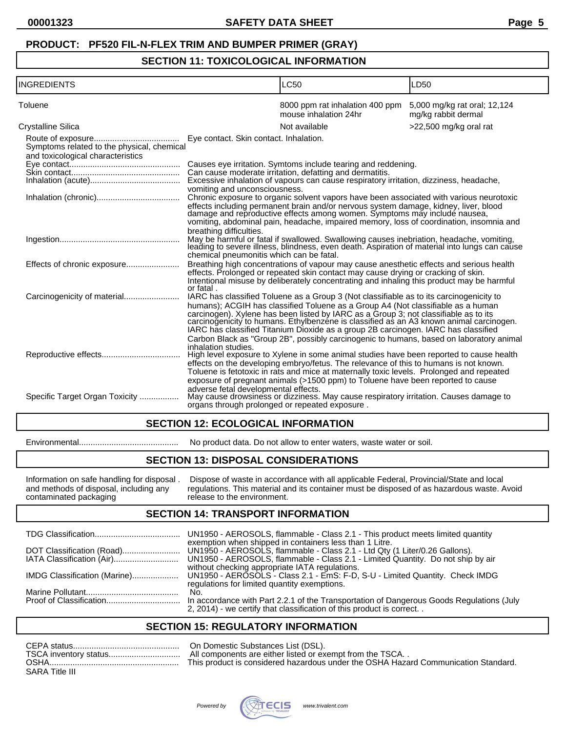**PRODUCT: PF520 FIL-N-FLEX TRIM AND BUMPER PRIMER (GRAY)**

## SECTION 11: TOXICOLOGICAL INFORMATION

| INGREDIENTS | LC50 | LD50 |
|---|---|---|
| Toluene | 8000 ppm rat inhalation 400 ppm mouse inhalation 24hr | 5,000 mg/kg rat oral; 12,124 mg/kg rabbit dermal |
| Crystalline Silica | Not available | >22,500 mg/kg oral rat |

Route of exposure.................................... Eye contact. Skin contact. Inhalation.

Symptoms related to the physical, chemical and toxicological characteristics

Eye contact............................................... Causes eye irritation. Symtoms include tearing and reddening.

Skin contact.............................................. Can cause moderate irritation, defatting and dermatitis.

Inhalation (acute)...................................... Excessive inhalation of vapours can cause respiratory irritation, dizziness, headache, vomiting and unconsciousness.

Inhalation (chronic)................................... Chronic exposure to organic solvent vapors have been associated with various neurotoxic effects including permanent brain and/or nervous system damage, kidney, liver, blood damage and reproductive effects among women. Symptoms may include nausea, vomiting, abdominal pain, headache, impaired memory, loss of coordination, insomnia and breathing difficulties.

Ingestion................................................... May be harmful or fatal if swallowed. Swallowing causes inebriation, headache, vomiting, leading to severe illness, blindness, even death. Aspiration of material into lungs can cause chemical pneumonitis which can be fatal.

Effects of chronic exposure....................... Breathing high concentrations of vapour may cause anesthetic effects and serious health effects. Prolonged or repeated skin contact may cause drying or cracking of skin. Intentional misuse by deliberately concentrating and inhaling this product may be harmful or fatal .

Carcinogenicity of material........................ IARC has classified Toluene as a Group 3 (Not classifiable as to its carcinogenicity to humans); ACGIH has classified Toluene as a Group A4 (Not classifiable as a human carcinogen). Xylene has been listed by IARC as a Group 3; not classifiable as to its carcinogenicity to humans. Ethylbenzene is classified as an A3 known animal carcinogen. IARC has classified Titanium Dioxide as a group 2B carcinogen. IARC has classified Carbon Black as "Group 2B", possibly carcinogenic to humans, based on laboratory animal inhalation studies.

Reproductive effects................................. High level exposure to Xylene in some animal studies have been reported to cause health effects on the developing embryo/fetus. The relevance of this to humans is not known. Toluene is fetotoxic in rats and mice at maternally toxic levels. Prolonged and repeated exposure of pregnant animals (>1500 ppm) to Toluene have been reported to cause adverse fetal developmental effects.

Specific Target Organ Toxicity ................. May cause drowsiness or dizziness. May cause respiratory irritation. Causes damage to organs through prolonged or repeated exposure .

## SECTION 12: ECOLOGICAL INFORMATION

Environmental........................................... No product data. Do not allow to enter waters, waste water or soil.

## SECTION 13: DISPOSAL CONSIDERATIONS

Information on safe handling for disposal . and methods of disposal, including any contaminated packaging — Dispose of waste in accordance with all applicable Federal, Provincial/State and local regulations. This material and its container must be disposed of as hazardous waste. Avoid release to the environment.

## SECTION 14: TRANSPORT INFORMATION

TDG Classification.................................... UN1950 - AEROSOLS, flammable - Class 2.1 - This product meets limited quantity exemption when shipped in containers less than 1 Litre.

DOT Classification (Road)......................... UN1950 - AEROSOLS, flammable - Class 2.1 - Ltd Qty (1 Liter/0.26 Gallons).

IATA Classification (Air)............................ UN1950 - AEROSOLS, flammable - Class 2.1 - Limited Quantity. Do not ship by air without checking appropriate IATA regulations.

IMDG Classification (Marine).................... UN1950 - AEROSOLS - Class 2.1 - EmS: F-D, S-U - Limited Quantity. Check IMDG regulations for limited quantity exemptions.

Marine Pollutant........................................ No.

Proof of Classification............................... In accordance with Part 2.2.1 of the Transportation of Dangerous Goods Regulations (July 2, 2014) - we certify that classification of this product is correct. .

## SECTION 15: REGULATORY INFORMATION

CEPA status.............................................. On Domestic Substances List (DSL).

TSCA inventory status............................... All components are either listed or exempt from the TSCA. .

OSHA....................................................... This product is considered hazardous under the OSHA Hazard Communication Standard.

SARA Title III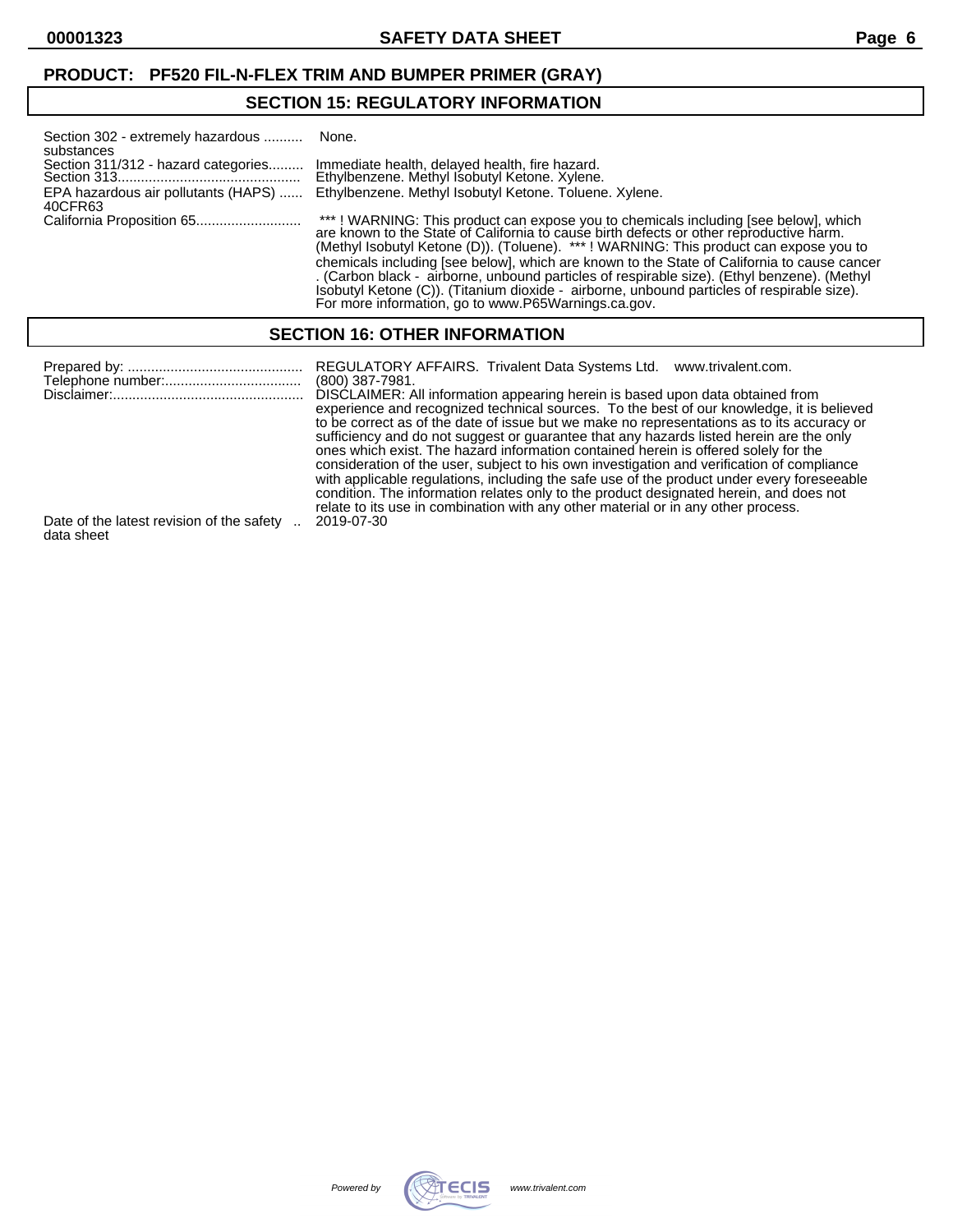**PRODUCT: PF520 FIL-N-FLEX TRIM AND BUMPER PRIMER (GRAY)**

## SECTION 15: REGULATORY INFORMATION

| | |
|---|---|
| Section 302 - extremely hazardous substances | None. |
| Section 311/312 - hazard categories | Immediate health, delayed health, fire hazard. |
| Section 313 | Ethylbenzene. Methyl Isobutyl Ketone. Xylene. |
| EPA hazardous air pollutants (HAPS) 40CFR63 | Ethylbenzene. Methyl Isobutyl Ketone. Toluene. Xylene. |
| California Proposition 65 | *** ! WARNING: This product can expose you to chemicals including [see below], which are known to the State of California to cause birth defects or other reproductive harm. (Methyl Isobutyl Ketone (D)). (Toluene). *** ! WARNING: This product can expose you to chemicals including [see below], which are known to the State of California to cause cancer . (Carbon black - airborne, unbound particles of respirable size). (Ethyl benzene). (Methyl Isobutyl Ketone (C)). (Titanium dioxide - airborne, unbound particles of respirable size). For more information, go to www.P65Warnings.ca.gov. |

## SECTION 16: OTHER INFORMATION

| | |
|---|---|
| Prepared by: | REGULATORY AFFAIRS. Trivalent Data Systems Ltd. www.trivalent.com. |
| Telephone number: | (800) 387-7981. |
| Disclaimer: | DISCLAIMER: All information appearing herein is based upon data obtained from experience and recognized technical sources. To the best of our knowledge, it is believed to be correct as of the date of issue but we make no representations as to its accuracy or sufficiency and do not suggest or guarantee that any hazards listed herein are the only ones which exist. The hazard information contained herein is offered solely for the consideration of the user, subject to his own investigation and verification of compliance with applicable regulations, including the safe use of the product under every foreseeable condition. The information relates only to the product designated herein, and does not relate to its use in combination with any other material or in any other process. |
| Date of the latest revision of the safety data sheet | 2019-07-30 |